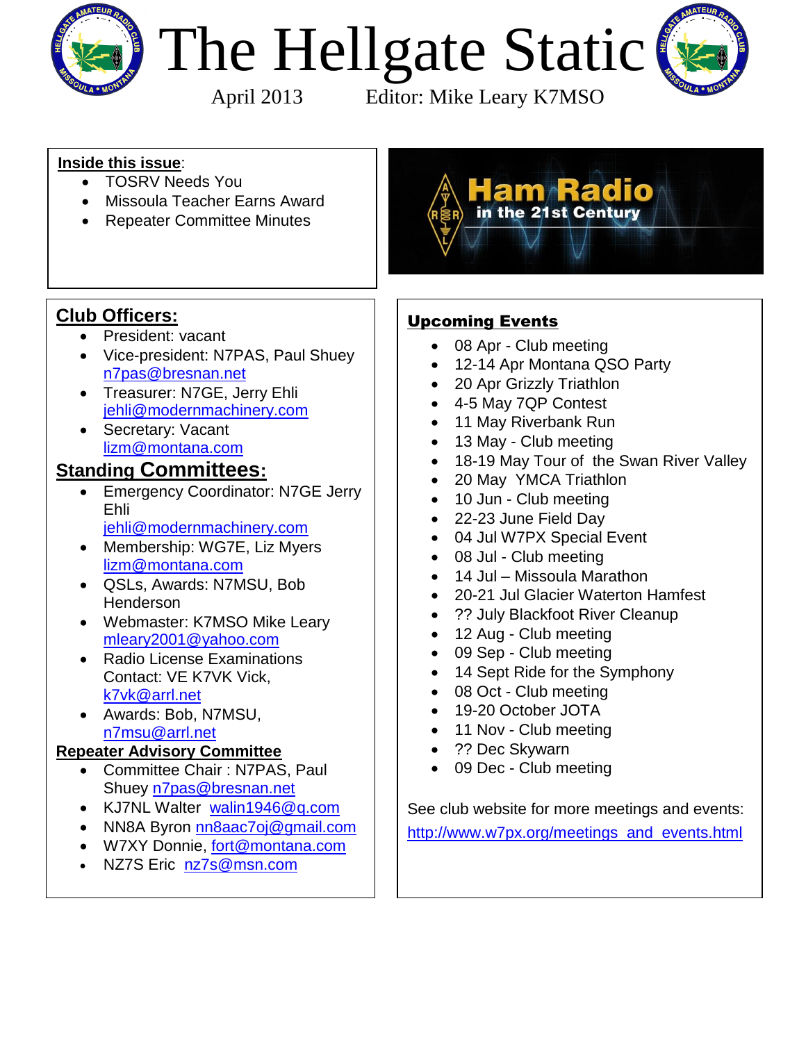# The Hellgate Static

April 2013 Editor: Mike Leary K7MSO

**Inside this issue**:

- TOSRV Needs You
- Missoula Teacher Earns Award
- Repeater Committee Minutes

Ham Radio in the 21st Century

## Club Officers:

- President: vacant
- Vice-president: N7PAS, Paul Shuey n7pas@bresnan.net
- Treasurer: N7GE, Jerry Ehli jehli@modernmachinery.com
- Secretary: Vacant lizm@montana.com

## Standing Committees:

- Emergency Coordinator: N7GE Jerry Ehli jehli@modernmachinery.com
- Membership: WG7E, Liz Myers lizm@montana.com
- QSLs, Awards: N7MSU, Bob Henderson
- Webmaster: K7MSO Mike Leary mleary2001@yahoo.com
- Radio License Examinations Contact: VE K7VK Vick, k7vk@arrl.net
- Awards: Bob, N7MSU, n7msu@arrl.net

### Repeater Advisory Committee

- Committee Chair : N7PAS, Paul Shuey n7pas@bresnan.net
- KJ7NL Walter walin1946@q.com
- NN8A Byron nn8aac7oj@gmail.com
- W7XY Donnie, fort@montana.com
- NZ7S Eric nz7s@msn.com

## Upcoming Events

- 08 Apr - Club meeting
- 12-14 Apr Montana QSO Party
- 20 Apr Grizzly Triathlon
- 4-5 May 7QP Contest
- 11 May Riverbank Run
- 13 May - Club meeting
- 18-19 May Tour of the Swan River Valley
- 20 May YMCA Triathlon
- 10 Jun - Club meeting
- 22-23 June Field Day
- 04 Jul W7PX Special Event
- 08 Jul - Club meeting
- 14 Jul – Missoula Marathon
- 20-21 Jul Glacier Waterton Hamfest
- ?? July Blackfoot River Cleanup
- 12 Aug - Club meeting
- 09 Sep - Club meeting
- 14 Sept Ride for the Symphony
- 08 Oct - Club meeting
- 19-20 October JOTA
- 11 Nov - Club meeting
- ?? Dec Skywarn
- 09 Dec - Club meeting

See club website for more meetings and events: http://www.w7px.org/meetings_and_events.html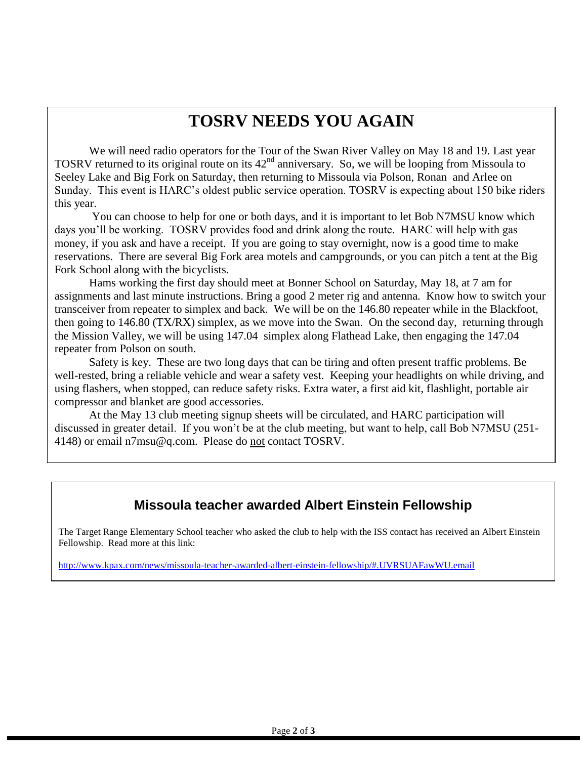# TOSRV NEEDS YOU AGAIN

We will need radio operators for the Tour of the Swan River Valley on May 18 and 19. Last year TOSRV returned to its original route on its $42^{nd}$ anniversary. So, we will be looping from Missoula to Seeley Lake and Big Fork on Saturday, then returning to Missoula via Polson, Ronan and Arlee on Sunday. This event is HARC's oldest public service operation. TOSRV is expecting about 150 bike riders this year.

You can choose to help for one or both days, and it is important to let Bob N7MSU know which days you'll be working. TOSRV provides food and drink along the route. HARC will help with gas money, if you ask and have a receipt. If you are going to stay overnight, now is a good time to make reservations. There are several Big Fork area motels and campgrounds, or you can pitch a tent at the Big Fork School along with the bicyclists.

Hams working the first day should meet at Bonner School on Saturday, May 18, at 7 am for assignments and last minute instructions. Bring a good 2 meter rig and antenna. Know how to switch your transceiver from repeater to simplex and back. We will be on the 146.80 repeater while in the Blackfoot, then going to 146.80 (TX/RX) simplex, as we move into the Swan. On the second day, returning through the Mission Valley, we will be using 147.04 simplex along Flathead Lake, then engaging the 147.04 repeater from Polson on south.

Safety is key. These are two long days that can be tiring and often present traffic problems. Be well-rested, bring a reliable vehicle and wear a safety vest. Keeping your headlights on while driving, and using flashers, when stopped, can reduce safety risks. Extra water, a first aid kit, flashlight, portable air compressor and blanket are good accessories.

At the May 13 club meeting signup sheets will be circulated, and HARC participation will discussed in greater detail. If you won't be at the club meeting, but want to help, call Bob N7MSU (251-4148) or email n7msu@q.com. Please do not contact TOSRV.

## Missoula teacher awarded Albert Einstein Fellowship

The Target Range Elementary School teacher who asked the club to help with the ISS contact has received an Albert Einstein Fellowship. Read more at this link:

http://www.kpax.com/news/missoula-teacher-awarded-albert-einstein-fellowship/#.UVRSUAFawWU.email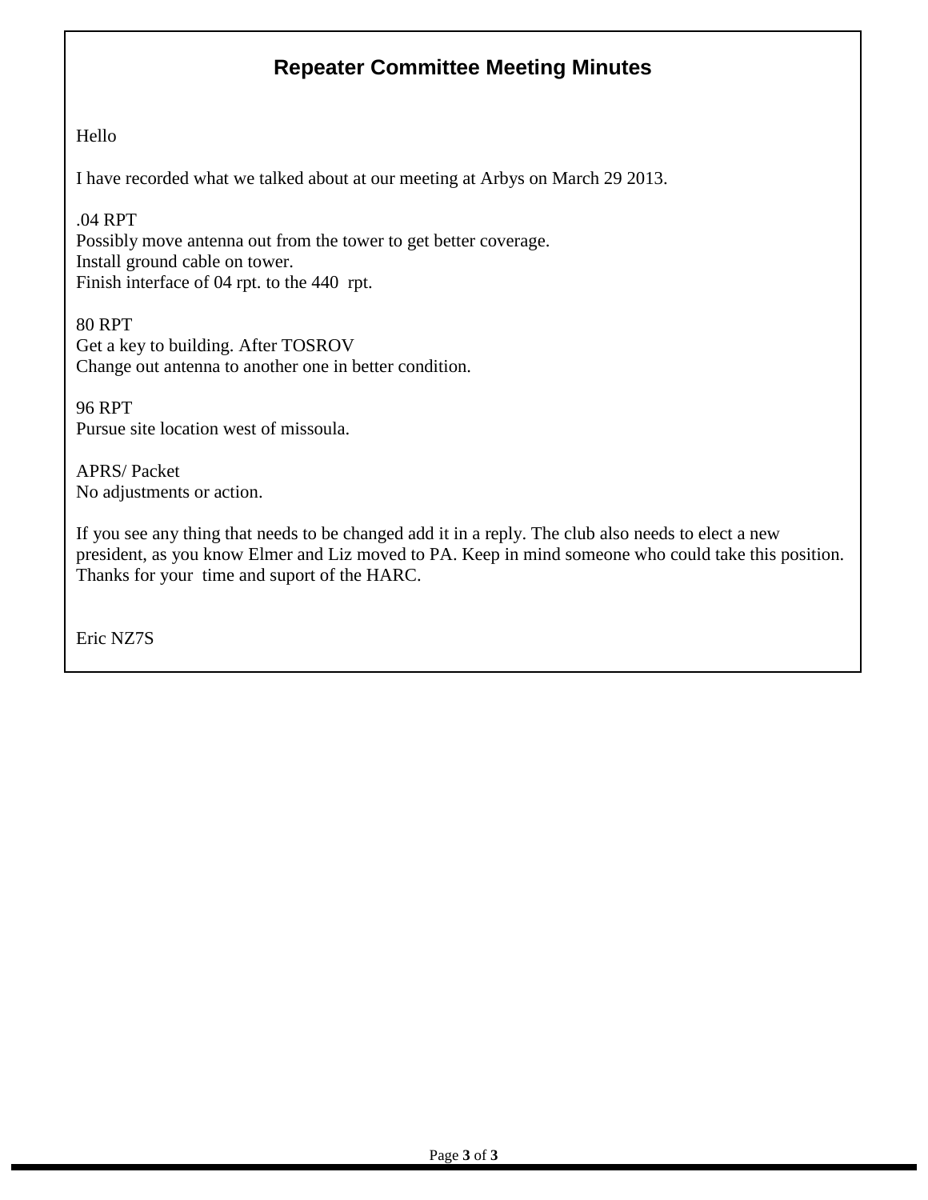## Repeater Committee Meeting Minutes

Hello

I have recorded what we talked about at our meeting at Arbys on March 29 2013.

.04 RPT
Possibly move antenna out from the tower to get better coverage.
Install ground cable on tower.
Finish interface of 04 rpt. to the 440 rpt.

80 RPT
Get a key to building. After TOSROV
Change out antenna to another one in better condition.

96 RPT
Pursue site location west of missoula.

APRS/ Packet
No adjustments or action.

If you see any thing that needs to be changed add it in a reply. The club also needs to elect a new president, as you know Elmer and Liz moved to PA. Keep in mind someone who could take this position. Thanks for your time and suport of the HARC.

Eric NZ7S